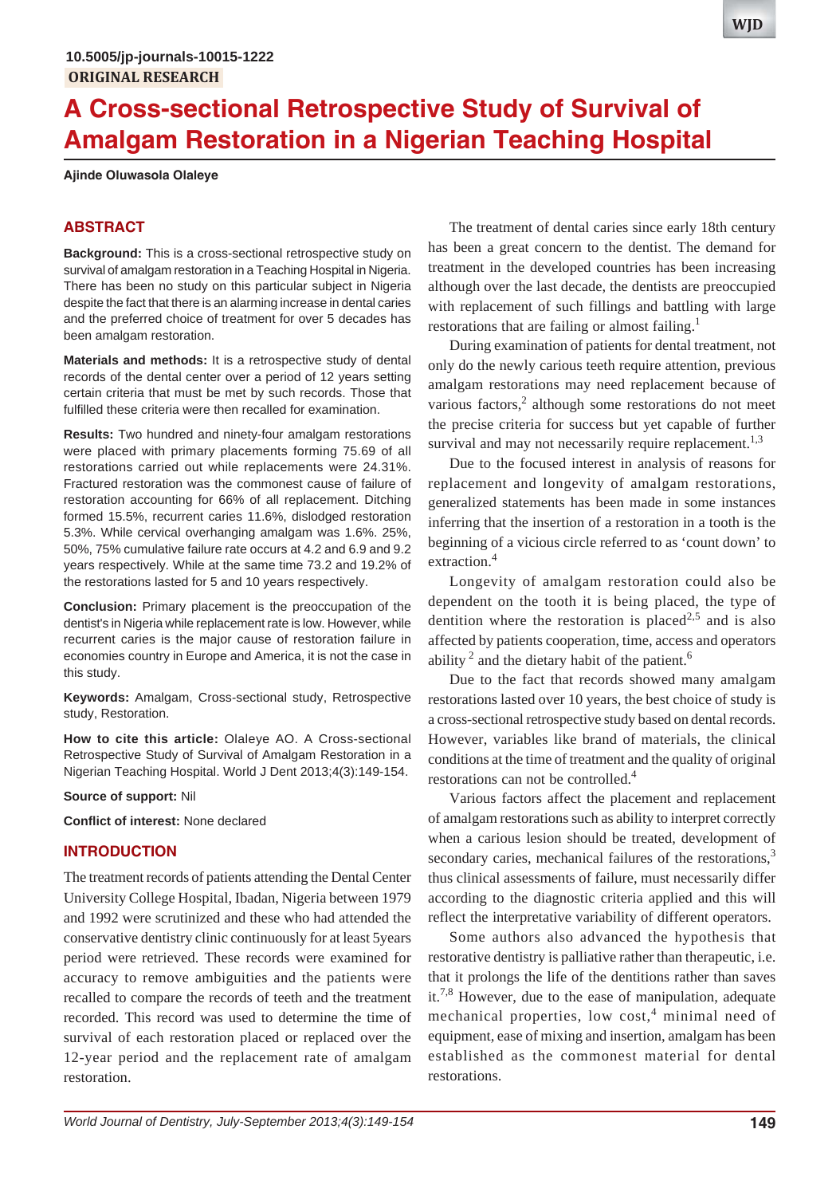10.5005/jp-journals-10015-1222

ORIGINAL RESEARCH

# A Cross-sectional Retrospective Study of Survival of Amalgam Restoration in a Nigerian Teaching Hospital

**Ajinde Oluwasola Olaleye**

## ABSTRACT

**Background:** This is a cross-sectional retrospective study on survival of amalgam restoration in a Teaching Hospital in Nigeria. There has been no study on this particular subject in Nigeria despite the fact that there is an alarming increase in dental caries and the preferred choice of treatment for over 5 decades has been amalgam restoration.

**Materials and methods:** It is a retrospective study of dental records of the dental center over a period of 12 years setting certain criteria that must be met by such records. Those that fulfilled these criteria were then recalled for examination.

**Results:** Two hundred and ninety-four amalgam restorations were placed with primary placements forming 75.69 of all restorations carried out while replacements were 24.31%. Fractured restoration was the commonest cause of failure of restoration accounting for 66% of all replacement. Ditching formed 15.5%, recurrent caries 11.6%, dislodged restoration 5.3%. While cervical overhanging amalgam was 1.6%. 25%, 50%, 75% cumulative failure rate occurs at 4.2 and 6.9 and 9.2 years respectively. While at the same time 73.2 and 19.2% of the restorations lasted for 5 and 10 years respectively.

**Conclusion:** Primary placement is the preoccupation of the dentist's in Nigeria while replacement rate is low. However, while recurrent caries is the major cause of restoration failure in economies country in Europe and America, it is not the case in this study.

**Keywords:** Amalgam, Cross-sectional study, Retrospective study, Restoration.

**How to cite this article:** Olaleye AO. A Cross-sectional Retrospective Study of Survival of Amalgam Restoration in a Nigerian Teaching Hospital. World J Dent 2013;4(3):149-154.

**Source of support:** Nil

**Conflict of interest:** None declared

## INTRODUCTION

The treatment records of patients attending the Dental Center University College Hospital, Ibadan, Nigeria between 1979 and 1992 were scrutinized and these who had attended the conservative dentistry clinic continuously for at least 5years period were retrieved. These records were examined for accuracy to remove ambiguities and the patients were recalled to compare the records of teeth and the treatment recorded. This record was used to determine the time of survival of each restoration placed or replaced over the 12-year period and the replacement rate of amalgam restoration.

The treatment of dental caries since early 18th century has been a great concern to the dentist. The demand for treatment in the developed countries has been increasing although over the last decade, the dentists are preoccupied with replacement of such fillings and battling with large restorations that are failing or almost failing.[1]

During examination of patients for dental treatment, not only do the newly carious teeth require attention, previous amalgam restorations may need replacement because of various factors,[2] although some restorations do not meet the precise criteria for success but yet capable of further survival and may not necessarily require replacement.[1,3]

Due to the focused interest in analysis of reasons for replacement and longevity of amalgam restorations, generalized statements has been made in some instances inferring that the insertion of a restoration in a tooth is the beginning of a vicious circle referred to as 'count down' to extraction.[4]

Longevity of amalgam restoration could also be dependent on the tooth it is being placed, the type of dentition where the restoration is placed[2,5] and is also affected by patients cooperation, time, access and operators ability [2] and the dietary habit of the patient.[6]

Due to the fact that records showed many amalgam restorations lasted over 10 years, the best choice of study is a cross-sectional retrospective study based on dental records. However, variables like brand of materials, the clinical conditions at the time of treatment and the quality of original restorations can not be controlled.[4]

Various factors affect the placement and replacement of amalgam restorations such as ability to interpret correctly when a carious lesion should be treated, development of secondary caries, mechanical failures of the restorations,[3] thus clinical assessments of failure, must necessarily differ according to the diagnostic criteria applied and this will reflect the interpretative variability of different operators.

Some authors also advanced the hypothesis that restorative dentistry is palliative rather than therapeutic, i.e. that it prolongs the life of the dentitions rather than saves it.[7,8] However, due to the ease of manipulation, adequate mechanical properties, low cost,[4] minimal need of equipment, ease of mixing and insertion, amalgam has been established as the commonest material for dental restorations.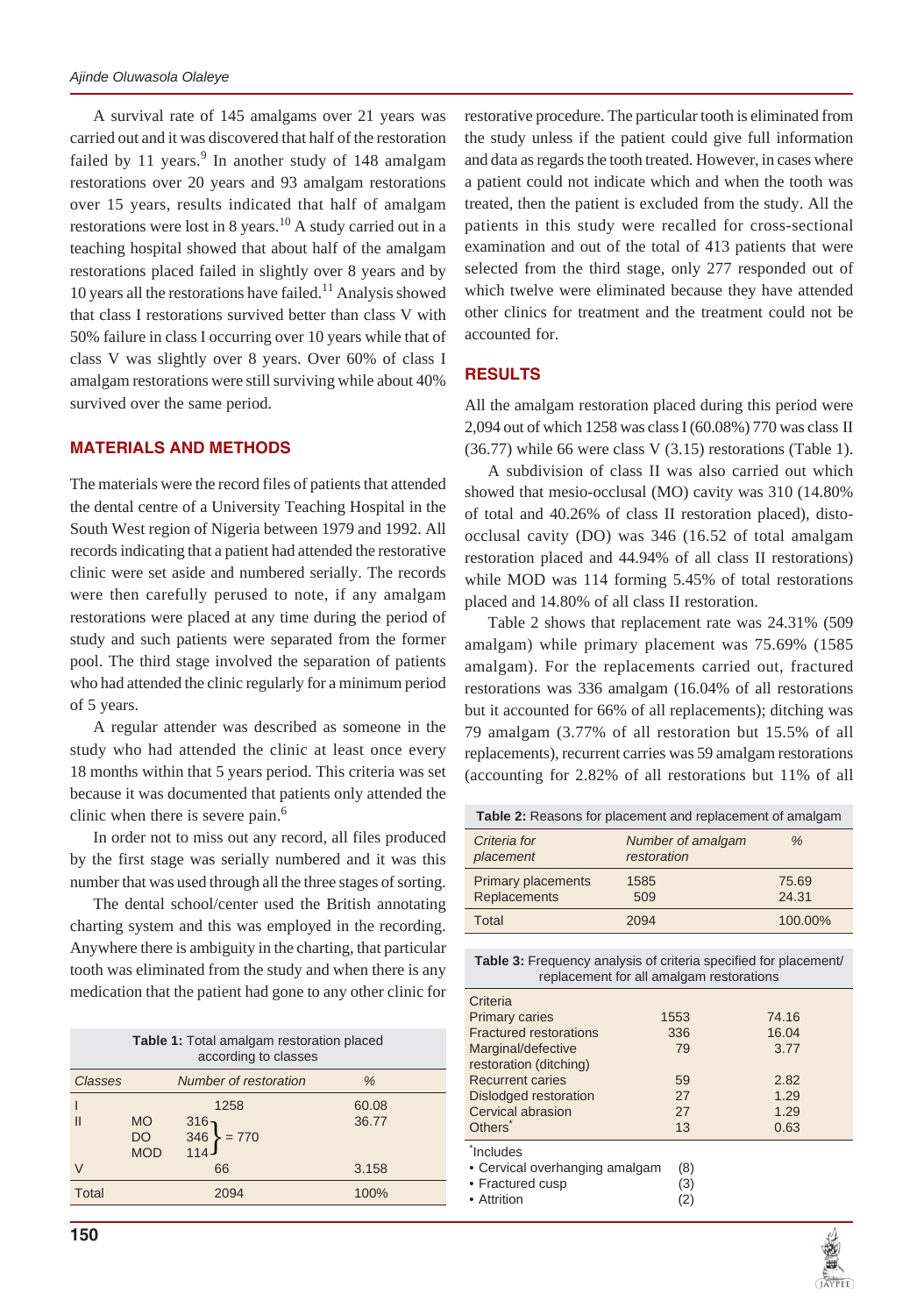A survival rate of 145 amalgams over 21 years was carried out and it was discovered that half of the restoration failed by 11 years.[9] In another study of 148 amalgam restorations over 20 years and 93 amalgam restorations over 15 years, results indicated that half of amalgam restorations were lost in 8 years.[10] A study carried out in a teaching hospital showed that about half of the amalgam restorations placed failed in slightly over 8 years and by 10 years all the restorations have failed.[11] Analysis showed that class I restorations survived better than class V with 50% failure in class I occurring over 10 years while that of class V was slightly over 8 years. Over 60% of class I amalgam restorations were still surviving while about 40% survived over the same period.

## MATERIALS AND METHODS

The materials were the record files of patients that attended the dental centre of a University Teaching Hospital in the South West region of Nigeria between 1979 and 1992. All records indicating that a patient had attended the restorative clinic were set aside and numbered serially. The records were then carefully perused to note, if any amalgam restorations were placed at any time during the period of study and such patients were separated from the former pool. The third stage involved the separation of patients who had attended the clinic regularly for a minimum period of 5 years.

A regular attender was described as someone in the study who had attended the clinic at least once every 18 months within that 5 years period. This criteria was set because it was documented that patients only attended the clinic when there is severe pain.[6]

In order not to miss out any record, all files produced by the first stage was serially numbered and it was this number that was used through all the three stages of sorting.

The dental school/center used the British annotating charting system and this was employed in the recording. Anywhere there is ambiguity in the charting, that particular tooth was eliminated from the study and when there is any medication that the patient had gone to any other clinic for restorative procedure. The particular tooth is eliminated from the study unless if the patient could give full information and data as regards the tooth treated. However, in cases where a patient could not indicate which and when the tooth was treated, then the patient is excluded from the study. All the patients in this study were recalled for cross-sectional examination and out of the total of 413 patients that were selected from the third stage, only 277 responded out of which twelve were eliminated because they have attended other clinics for treatment and the treatment could not be accounted for.

**Table 1:** Total amalgam restoration placed according to classes

| Classes | | Number of restoration | % |
|---|---|---|---|
| I | | 1258 | 60.08 |
| II | MO | 316 } = 770 | 36.77 |
| | DO | 346 | |
| | MOD | 114 | |
| V | | 66 | 3.158 |
| Total | | 2094 | 100% |

## RESULTS

All the amalgam restoration placed during this period were 2,094 out of which 1258 was class I (60.08%) 770 was class II (36.77) while 66 were class V (3.15) restorations (Table 1).

A subdivision of class II was also carried out which showed that mesio-occlusal (MO) cavity was 310 (14.80% of total and 40.26% of class II restoration placed), disto-occlusal cavity (DO) was 346 (16.52 of total amalgam restoration placed and 44.94% of all class II restorations) while MOD was 114 forming 5.45% of total restorations placed and 14.80% of all class II restoration.

Table 2 shows that replacement rate was 24.31% (509 amalgam) while primary placement was 75.69% (1585 amalgam). For the replacements carried out, fractured restorations was 336 amalgam (16.04% of all restorations but it accounted for 66% of all replacements); ditching was 79 amalgam (3.77% of all restoration but 15.5% of all replacements), recurrent carries was 59 amalgam restorations (accounting for 2.82% of all restorations but 11% of all

**Table 2:** Reasons for placement and replacement of amalgam

| *Criteria for placement* | *Number of amalgam restoration* | *%* |
|---|---|---|
| Primary placements | 1585 | 75.69 |
| Replacements | 509 | 24.31 |
| Total | 2094 | 100.00% |

**Table 3:** Frequency analysis of criteria specified for placement/replacement for all amalgam restorations

| Criteria | | |
|---|---|---|
| Primary caries | 1553 | 74.16 |
| Fractured restorations | 336 | 16.04 |
| Marginal/defective restoration (ditching) | 79 | 3.77 |
| Recurrent caries | 59 | 2.82 |
| Dislodged restoration | 27 | 1.29 |
| Cervical abrasion | 27 | 1.29 |
| Others* | 13 | 0.63 |

*Includes
- Cervical overhanging amalgam (8)
- Fractured cusp (3)
- Attrition (2)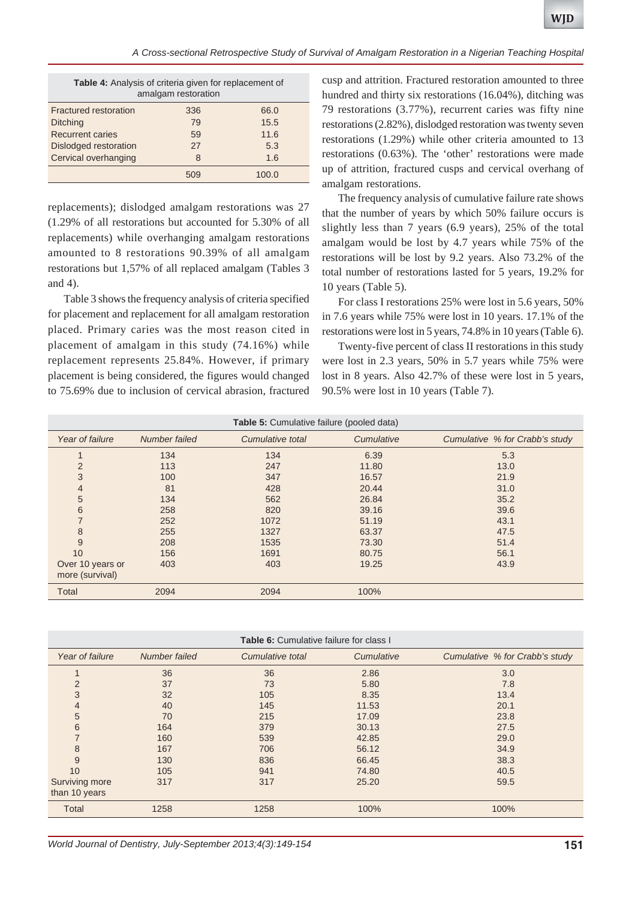| **Table 4:** Analysis of criteria given for replacement of amalgam restoration | | |
|---|---|---|
| Fractured restoration | 336 | 66.0 |
| Ditching | 79 | 15.5 |
| Recurrent caries | 59 | 11.6 |
| Dislodged restoration | 27 | 5.3 |
| Cervical overhanging | 8 | 1.6 |
| | 509 | 100.0 |

replacements); dislodged amalgam restorations was 27 (1.29% of all restorations but accounted for 5.30% of all replacements) while overhanging amalgam restorations amounted to 8 restorations 90.39% of all amalgam restorations but 1,57% of all replaced amalgam (Tables 3 and 4).

Table 3 shows the frequency analysis of criteria specified for placement and replacement for all amalgam restoration placed. Primary caries was the most reason cited in placement of amalgam in this study (74.16%) while replacement represents 25.84%. However, if primary placement is being considered, the figures would changed to 75.69% due to inclusion of cervical abrasion, fractured cusp and attrition. Fractured restoration amounted to three hundred and thirty six restorations (16.04%), ditching was 79 restorations (3.77%), recurrent caries was fifty nine restorations (2.82%), dislodged restoration was twenty seven restorations (1.29%) while other criteria amounted to 13 restorations (0.63%). The 'other' restorations were made up of attrition, fractured cusps and cervical overhang of amalgam restorations.

The frequency analysis of cumulative failure rate shows that the number of years by which 50% failure occurs is slightly less than 7 years (6.9 years), 25% of the total amalgam would be lost by 4.7 years while 75% of the restorations will be lost by 9.2 years. Also 73.2% of the total number of restorations lasted for 5 years, 19.2% for 10 years (Table 5).

For class I restorations 25% were lost in 5.6 years, 50% in 7.6 years while 75% were lost in 10 years. 17.1% of the restorations were lost in 5 years, 74.8% in 10 years (Table 6).

Twenty-five percent of class II restorations in this study were lost in 2.3 years, 50% in 5.7 years while 75% were lost in 8 years. Also 42.7% of these were lost in 5 years, 90.5% were lost in 10 years (Table 7).

**Table 5:** Cumulative failure (pooled data)

| *Year of failure* | *Number failed* | *Cumulative total* | *Cumulative* | *Cumulative % for Crabb's study* |
|---|---|---|---|---|
| 1 | 134 | 134 | 6.39 | 5.3 |
| 2 | 113 | 247 | 11.80 | 13.0 |
| 3 | 100 | 347 | 16.57 | 21.9 |
| 4 | 81 | 428 | 20.44 | 31.0 |
| 5 | 134 | 562 | 26.84 | 35.2 |
| 6 | 258 | 820 | 39.16 | 39.6 |
| 7 | 252 | 1072 | 51.19 | 43.1 |
| 8 | 255 | 1327 | 63.37 | 47.5 |
| 9 | 208 | 1535 | 73.30 | 51.4 |
| 10 | 156 | 1691 | 80.75 | 56.1 |
| Over 10 years or more (survival) | 403 | 403 | 19.25 | 43.9 |
| Total | 2094 | 2094 | 100% | |

**Table 6:** Cumulative failure for class I

| *Year of failure* | *Number failed* | *Cumulative total* | *Cumulative* | *Cumulative % for Crabb's study* |
|---|---|---|---|---|
| 1 | 36 | 36 | 2.86 | 3.0 |
| 2 | 37 | 73 | 5.80 | 7.8 |
| 3 | 32 | 105 | 8.35 | 13.4 |
| 4 | 40 | 145 | 11.53 | 20.1 |
| 5 | 70 | 215 | 17.09 | 23.8 |
| 6 | 164 | 379 | 30.13 | 27.5 |
| 7 | 160 | 539 | 42.85 | 29.0 |
| 8 | 167 | 706 | 56.12 | 34.9 |
| 9 | 130 | 836 | 66.45 | 38.3 |
| 10 | 105 | 941 | 74.80 | 40.5 |
| Surviving more than 10 years | 317 | 317 | 25.20 | 59.5 |
| Total | 1258 | 1258 | 100% | 100% |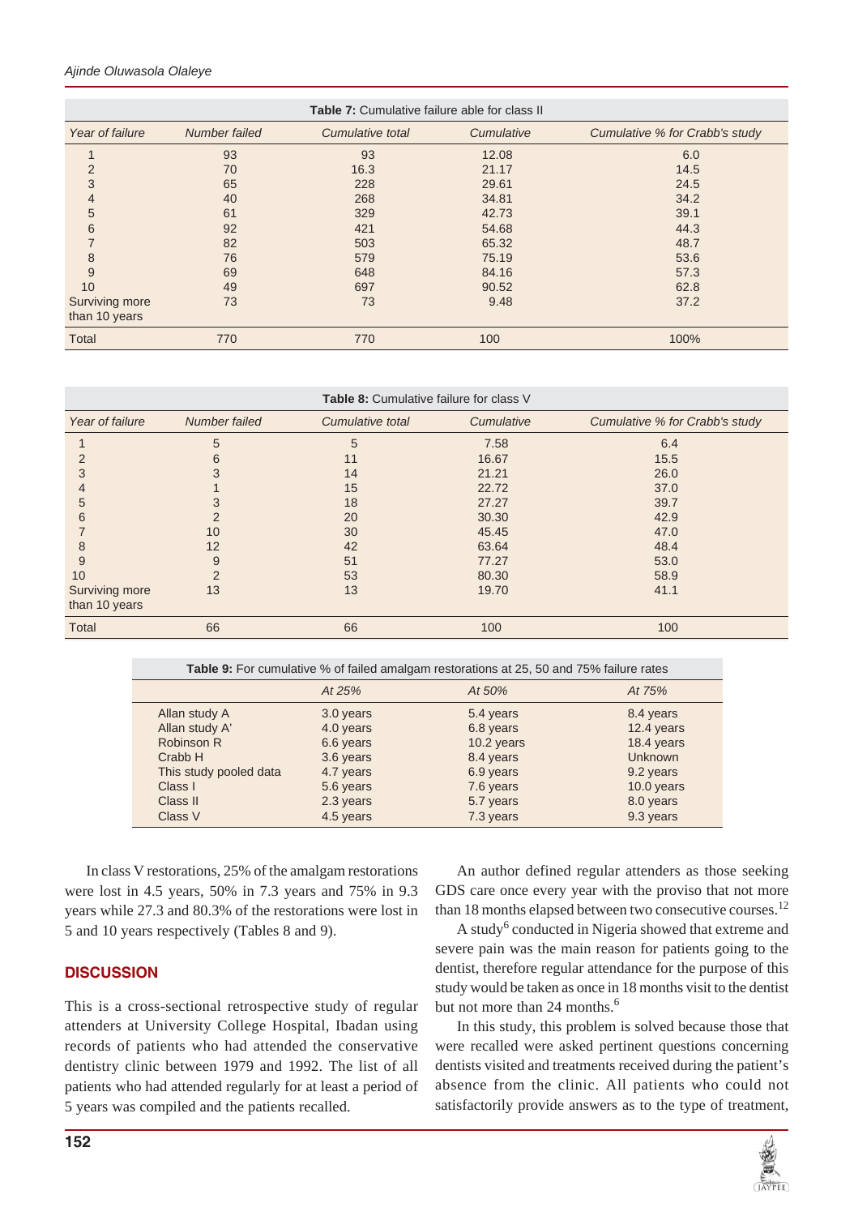**Table 7:** Cumulative failure able for class II

| Year of failure | Number failed | Cumulative total | Cumulative | Cumulative % for Crabb's study |
|---|---|---|---|---|
| 1 | 93 | 93 | 12.08 | 6.0 |
| 2 | 70 | 16.3 | 21.17 | 14.5 |
| 3 | 65 | 228 | 29.61 | 24.5 |
| 4 | 40 | 268 | 34.81 | 34.2 |
| 5 | 61 | 329 | 42.73 | 39.1 |
| 6 | 92 | 421 | 54.68 | 44.3 |
| 7 | 82 | 503 | 65.32 | 48.7 |
| 8 | 76 | 579 | 75.19 | 53.6 |
| 9 | 69 | 648 | 84.16 | 57.3 |
| 10 | 49 | 697 | 90.52 | 62.8 |
| Surviving more than 10 years | 73 | 73 | 9.48 | 37.2 |
| Total | 770 | 770 | 100 | 100% |

**Table 8:** Cumulative failure for class V

| Year of failure | Number failed | Cumulative total | Cumulative | Cumulative % for Crabb's study |
|---|---|---|---|---|
| 1 | 5 | 5 | 7.58 | 6.4 |
| 2 | 6 | 11 | 16.67 | 15.5 |
| 3 | 3 | 14 | 21.21 | 26.0 |
| 4 | 1 | 15 | 22.72 | 37.0 |
| 5 | 3 | 18 | 27.27 | 39.7 |
| 6 | 2 | 20 | 30.30 | 42.9 |
| 7 | 10 | 30 | 45.45 | 47.0 |
| 8 | 12 | 42 | 63.64 | 48.4 |
| 9 | 9 | 51 | 77.27 | 53.0 |
| 10 | 2 | 53 | 80.30 | 58.9 |
| Surviving more than 10 years | 13 | 13 | 19.70 | 41.1 |
| Total | 66 | 66 | 100 | 100 |

**Table 9:** For cumulative % of failed amalgam restorations at 25, 50 and 75% failure rates

| | At 25% | At 50% | At 75% |
|---|---|---|---|
| Allan study A | 3.0 years | 5.4 years | 8.4 years |
| Allan study A' | 4.0 years | 6.8 years | 12.4 years |
| Robinson R | 6.6 years | 10.2 years | 18.4 years |
| Crabb H | 3.6 years | 8.4 years | Unknown |
| This study pooled data | 4.7 years | 6.9 years | 9.2 years |
| Class I | 5.6 years | 7.6 years | 10.0 years |
| Class II | 2.3 years | 5.7 years | 8.0 years |
| Class V | 4.5 years | 7.3 years | 9.3 years |

In class V restorations, 25% of the amalgam restorations were lost in 4.5 years, 50% in 7.3 years and 75% in 9.3 years while 27.3 and 80.3% of the restorations were lost in 5 and 10 years respectively (Tables 8 and 9).

## DISCUSSION

This is a cross-sectional retrospective study of regular attenders at University College Hospital, Ibadan using records of patients who had attended the conservative dentistry clinic between 1979 and 1992. The list of all patients who had attended regularly for at least a period of 5 years was compiled and the patients recalled.

An author defined regular attenders as those seeking GDS care once every year with the proviso that not more than 18 months elapsed between two consecutive courses.[12]

A study[6] conducted in Nigeria showed that extreme and severe pain was the main reason for patients going to the dentist, therefore regular attendance for the purpose of this study would be taken as once in 18 months visit to the dentist but not more than 24 months.[6]

In this study, this problem is solved because those that were recalled were asked pertinent questions concerning dentists visited and treatments received during the patient's absence from the clinic. All patients who could not satisfactorily provide answers as to the type of treatment,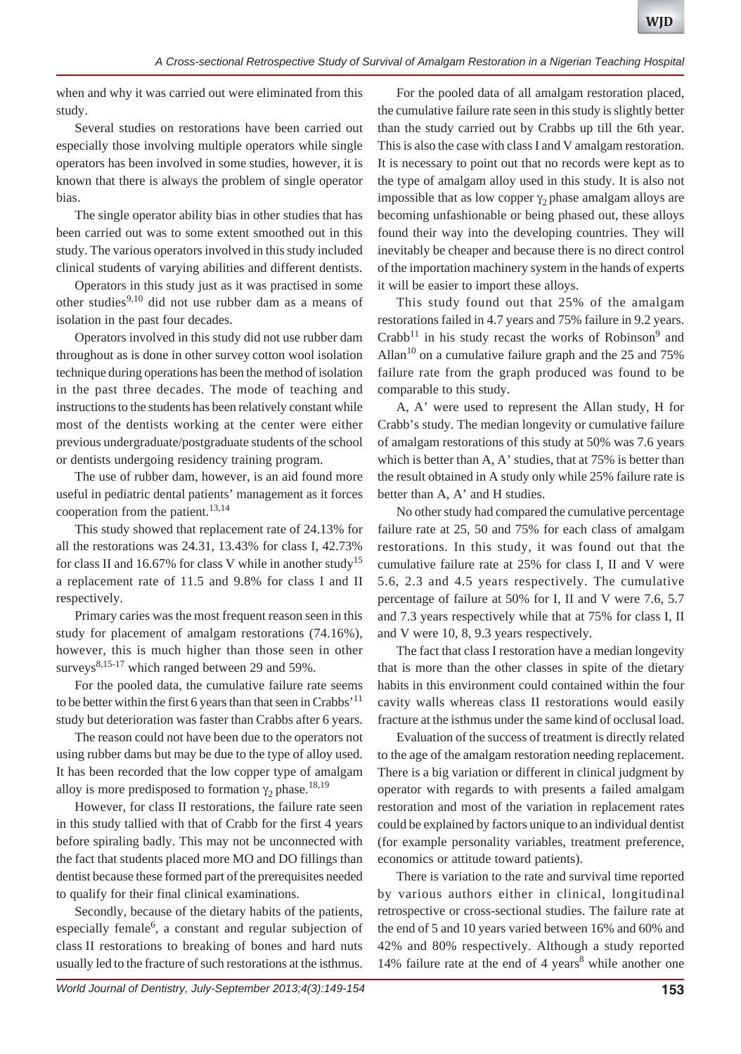when and why it was carried out were eliminated from this study.

Several studies on restorations have been carried out especially those involving multiple operators while single operators has been involved in some studies, however, it is known that there is always the problem of single operator bias.

The single operator ability bias in other studies that has been carried out was to some extent smoothed out in this study. The various operators involved in this study included clinical students of varying abilities and different dentists.

Operators in this study just as it was practised in some other studies[9,10] did not use rubber dam as a means of isolation in the past four decades.

Operators involved in this study did not use rubber dam throughout as is done in other survey cotton wool isolation technique during operations has been the method of isolation in the past three decades. The mode of teaching and instructions to the students has been relatively constant while most of the dentists working at the center were either previous undergraduate/postgraduate students of the school or dentists undergoing residency training program.

The use of rubber dam, however, is an aid found more useful in pediatric dental patients' management as it forces cooperation from the patient.[13,14]

This study showed that replacement rate of 24.13% for all the restorations was 24.31, 13.43% for class I, 42.73% for class II and 16.67% for class V while in another study[15] a replacement rate of 11.5 and 9.8% for class I and II respectively.

Primary caries was the most frequent reason seen in this study for placement of amalgam restorations (74.16%), however, this is much higher than those seen in other surveys[8,15-17] which ranged between 29 and 59%.

For the pooled data, the cumulative failure rate seems to be better within the first 6 years than that seen in Crabbs'[11] study but deterioration was faster than Crabbs after 6 years.

The reason could not have been due to the operators not using rubber dams but may be due to the type of alloy used. It has been recorded that the low copper type of amalgam alloy is more predisposed to formation $\gamma_2$ phase.[18,19]

However, for class II restorations, the failure rate seen in this study tallied with that of Crabb for the first 4 years before spiraling badly. This may not be unconnected with the fact that students placed more MO and DO fillings than dentist because these formed part of the prerequisites needed to qualify for their final clinical examinations.

Secondly, because of the dietary habits of the patients, especially female[6], a constant and regular subjection of class II restorations to breaking of bones and hard nuts usually led to the fracture of such restorations at the isthmus.

For the pooled data of all amalgam restoration placed, the cumulative failure rate seen in this study is slightly better than the study carried out by Crabbs up till the 6th year. This is also the case with class I and V amalgam restoration. It is necessary to point out that no records were kept as to the type of amalgam alloy used in this study. It is also not impossible that as low copper $\gamma_2$ phase amalgam alloys are becoming unfashionable or being phased out, these alloys found their way into the developing countries. They will inevitably be cheaper and because there is no direct control of the importation machinery system in the hands of experts it will be easier to import these alloys.

This study found out that 25% of the amalgam restorations failed in 4.7 years and 75% failure in 9.2 years. Crabb[11] in his study recast the works of Robinson[9] and Allan[10] on a cumulative failure graph and the 25 and 75% failure rate from the graph produced was found to be comparable to this study.

A, A' were used to represent the Allan study, H for Crabb's study. The median longevity or cumulative failure of amalgam restorations of this study at 50% was 7.6 years which is better than A, A' studies, that at 75% is better than the result obtained in A study only while 25% failure rate is better than A, A' and H studies.

No other study had compared the cumulative percentage failure rate at 25, 50 and 75% for each class of amalgam restorations. In this study, it was found out that the cumulative failure rate at 25% for class I, II and V were 5.6, 2.3 and 4.5 years respectively. The cumulative percentage of failure at 50% for I, II and V were 7.6, 5.7 and 7.3 years respectively while that at 75% for class I, II and V were 10, 8, 9.3 years respectively.

The fact that class I restoration have a median longevity that is more than the other classes in spite of the dietary habits in this environment could contained within the four cavity walls whereas class II restorations would easily fracture at the isthmus under the same kind of occlusal load.

Evaluation of the success of treatment is directly related to the age of the amalgam restoration needing replacement. There is a big variation or different in clinical judgment by operator with regards to with presents a failed amalgam restoration and most of the variation in replacement rates could be explained by factors unique to an individual dentist (for example personality variables, treatment preference, economics or attitude toward patients).

There is variation to the rate and survival time reported by various authors either in clinical, longitudinal retrospective or cross-sectional studies. The failure rate at the end of 5 and 10 years varied between 16% and 60% and 42% and 80% respectively. Although a study reported 14% failure rate at the end of 4 years[8] while another one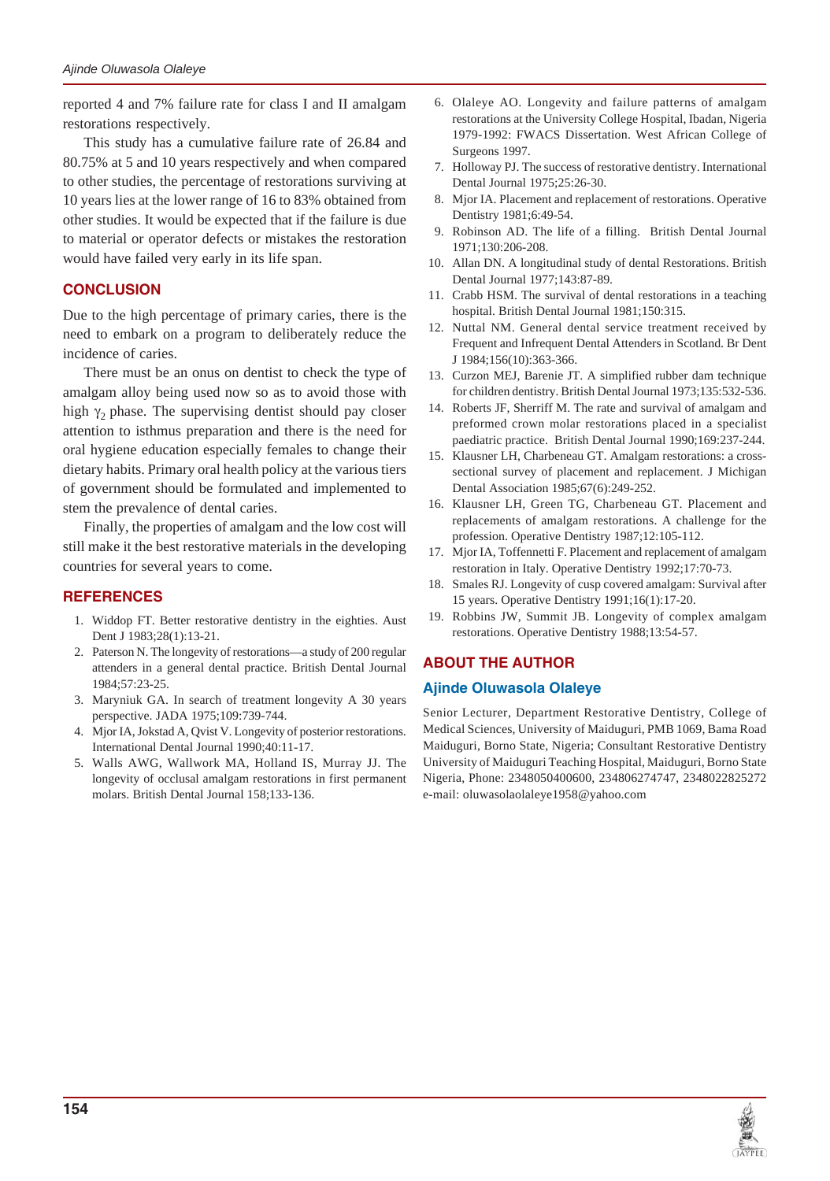reported 4 and 7% failure rate for class I and II amalgam restorations respectively.

This study has a cumulative failure rate of 26.84 and 80.75% at 5 and 10 years respectively and when compared to other studies, the percentage of restorations surviving at 10 years lies at the lower range of 16 to 83% obtained from other studies. It would be expected that if the failure is due to material or operator defects or mistakes the restoration would have failed very early in its life span.

## CONCLUSION

Due to the high percentage of primary caries, there is the need to embark on a program to deliberately reduce the incidence of caries.

There must be an onus on dentist to check the type of amalgam alloy being used now so as to avoid those with high $\gamma_2$ phase. The supervising dentist should pay closer attention to isthmus preparation and there is the need for oral hygiene education especially females to change their dietary habits. Primary oral health policy at the various tiers of government should be formulated and implemented to stem the prevalence of dental caries.

Finally, the properties of amalgam and the low cost will still make it the best restorative materials in the developing countries for several years to come.

## REFERENCES

1. Widdop FT. Better restorative dentistry in the eighties. Aust Dent J 1983;28(1):13-21.
2. Paterson N. The longevity of restorations—a study of 200 regular attenders in a general dental practice. British Dental Journal 1984;57:23-25.
3. Maryniuk GA. In search of treatment longevity A 30 years perspective. JADA 1975;109:739-744.
4. Mjor IA, Jokstad A, Qvist V. Longevity of posterior restorations. International Dental Journal 1990;40:11-17.
5. Walls AWG, Wallwork MA, Holland IS, Murray JJ. The longevity of occlusal amalgam restorations in first permanent molars. British Dental Journal 158;133-136.
6. Olaleye AO. Longevity and failure patterns of amalgam restorations at the University College Hospital, Ibadan, Nigeria 1979-1992: FWACS Dissertation. West African College of Surgeons 1997.
7. Holloway PJ. The success of restorative dentistry. International Dental Journal 1975;25:26-30.
8. Mjor IA. Placement and replacement of restorations. Operative Dentistry 1981;6:49-54.
9. Robinson AD. The life of a filling. British Dental Journal 1971;130:206-208.
10. Allan DN. A longitudinal study of dental Restorations. British Dental Journal 1977;143:87-89.
11. Crabb HSM. The survival of dental restorations in a teaching hospital. British Dental Journal 1981;150:315.
12. Nuttal NM. General dental service treatment received by Frequent and Infrequent Dental Attenders in Scotland. Br Dent J 1984;156(10):363-366.
13. Curzon MEJ, Barenie JT. A simplified rubber dam technique for children dentistry. British Dental Journal 1973;135:532-536.
14. Roberts JF, Sherriff M. The rate and survival of amalgam and preformed crown molar restorations placed in a specialist paediatric practice. British Dental Journal 1990;169:237-244.
15. Klausner LH, Charbeneau GT. Amalgam restorations: a cross-sectional survey of placement and replacement. J Michigan Dental Association 1985;67(6):249-252.
16. Klausner LH, Green TG, Charbeneau GT. Placement and replacements of amalgam restorations. A challenge for the profession. Operative Dentistry 1987;12:105-112.
17. Mjor IA, Toffennetti F. Placement and replacement of amalgam restoration in Italy. Operative Dentistry 1992;17:70-73.
18. Smales RJ. Longevity of cusp covered amalgam: Survival after 15 years. Operative Dentistry 1991;16(1):17-20.
19. Robbins JW, Summit JB. Longevity of complex amalgam restorations. Operative Dentistry 1988;13:54-57.

## ABOUT THE AUTHOR

### Ajinde Oluwasola Olaleye

Senior Lecturer, Department Restorative Dentistry, College of Medical Sciences, University of Maiduguri, PMB 1069, Bama Road Maiduguri, Borno State, Nigeria; Consultant Restorative Dentistry University of Maiduguri Teaching Hospital, Maiduguri, Borno State Nigeria, Phone: 2348050400600, 234806274747, 2348022825272 e-mail: oluwasolaolaleye1958@yahoo.com